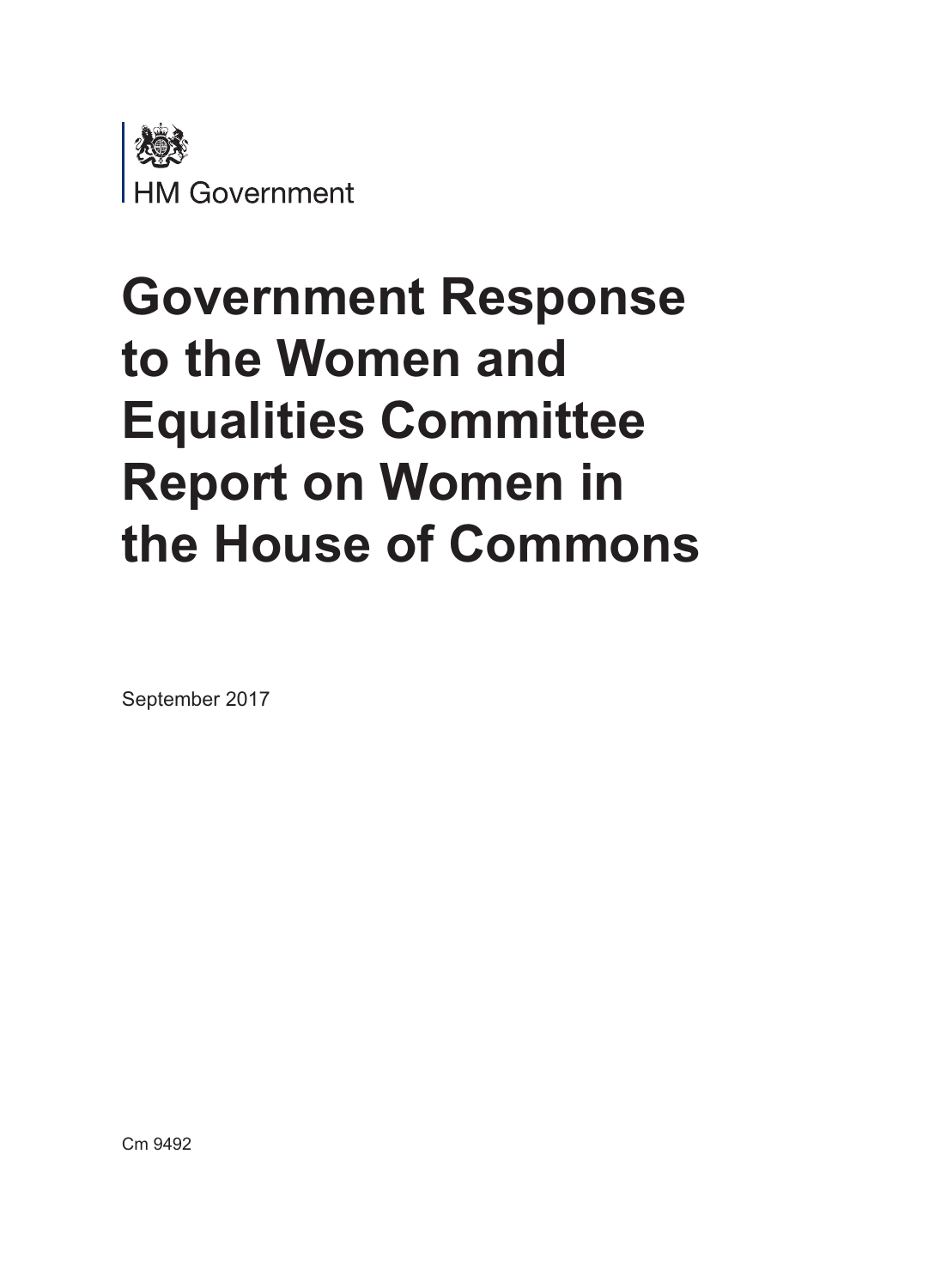HM Government

# Government Response to the Women and Equalities Committee Report on Women in the House of Commons

September 2017

Cm 9492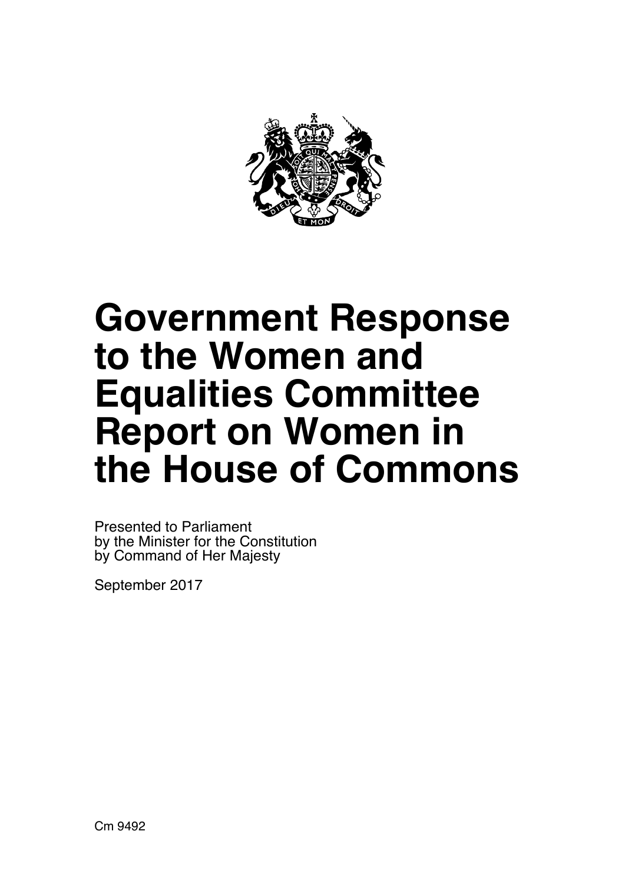# Government Response to the Women and Equalities Committee Report on Women in the House of Commons

Presented to Parliament
by the Minister for the Constitution
by Command of Her Majesty

September 2017

Cm 9492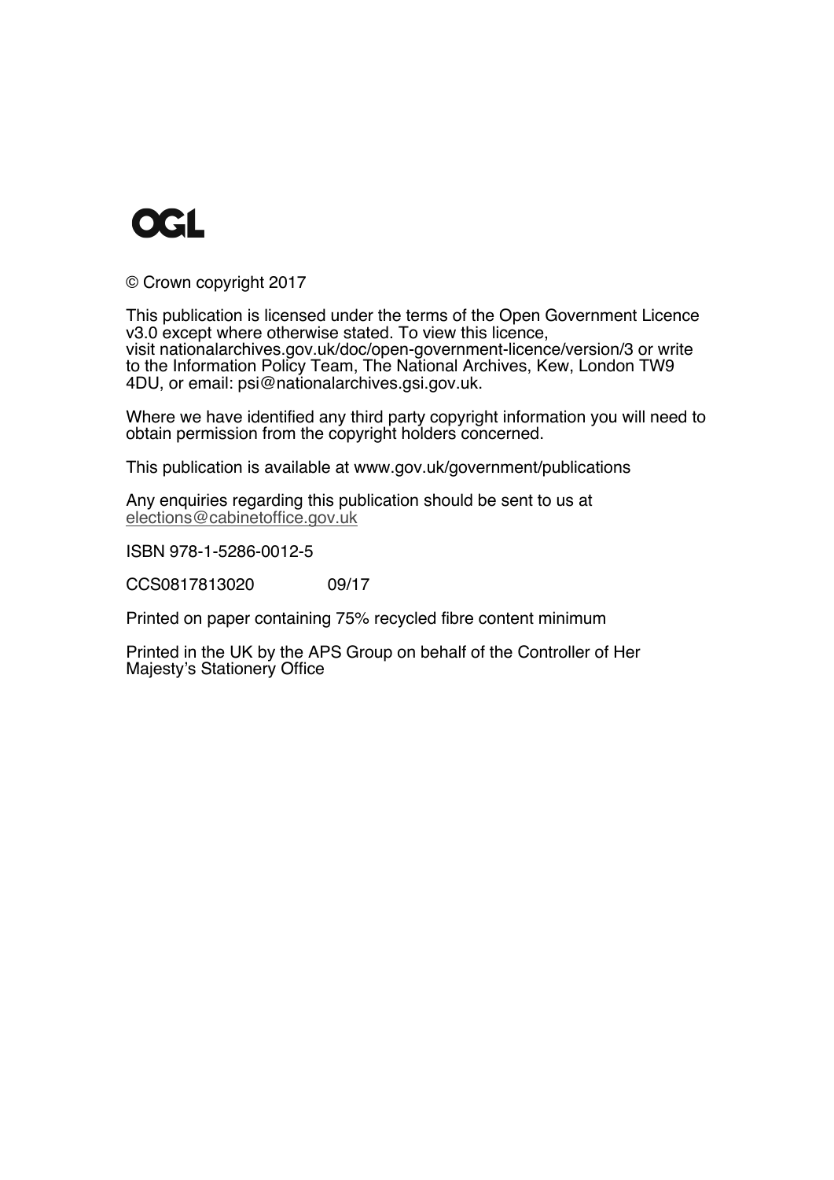OGL

© Crown copyright 2017

This publication is licensed under the terms of the Open Government Licence v3.0 except where otherwise stated. To view this licence, visit nationalarchives.gov.uk/doc/open-government-licence/version/3 or write to the Information Policy Team, The National Archives, Kew, London TW9 4DU, or email: psi@nationalarchives.gsi.gov.uk.

Where we have identified any third party copyright information you will need to obtain permission from the copyright holders concerned.

This publication is available at www.gov.uk/government/publications

Any enquiries regarding this publication should be sent to us at elections@cabinetoffice.gov.uk

ISBN 978-1-5286-0012-5

CCS0817813020 09/17

Printed on paper containing 75% recycled fibre content minimum

Printed in the UK by the APS Group on behalf of the Controller of Her Majesty's Stationery Office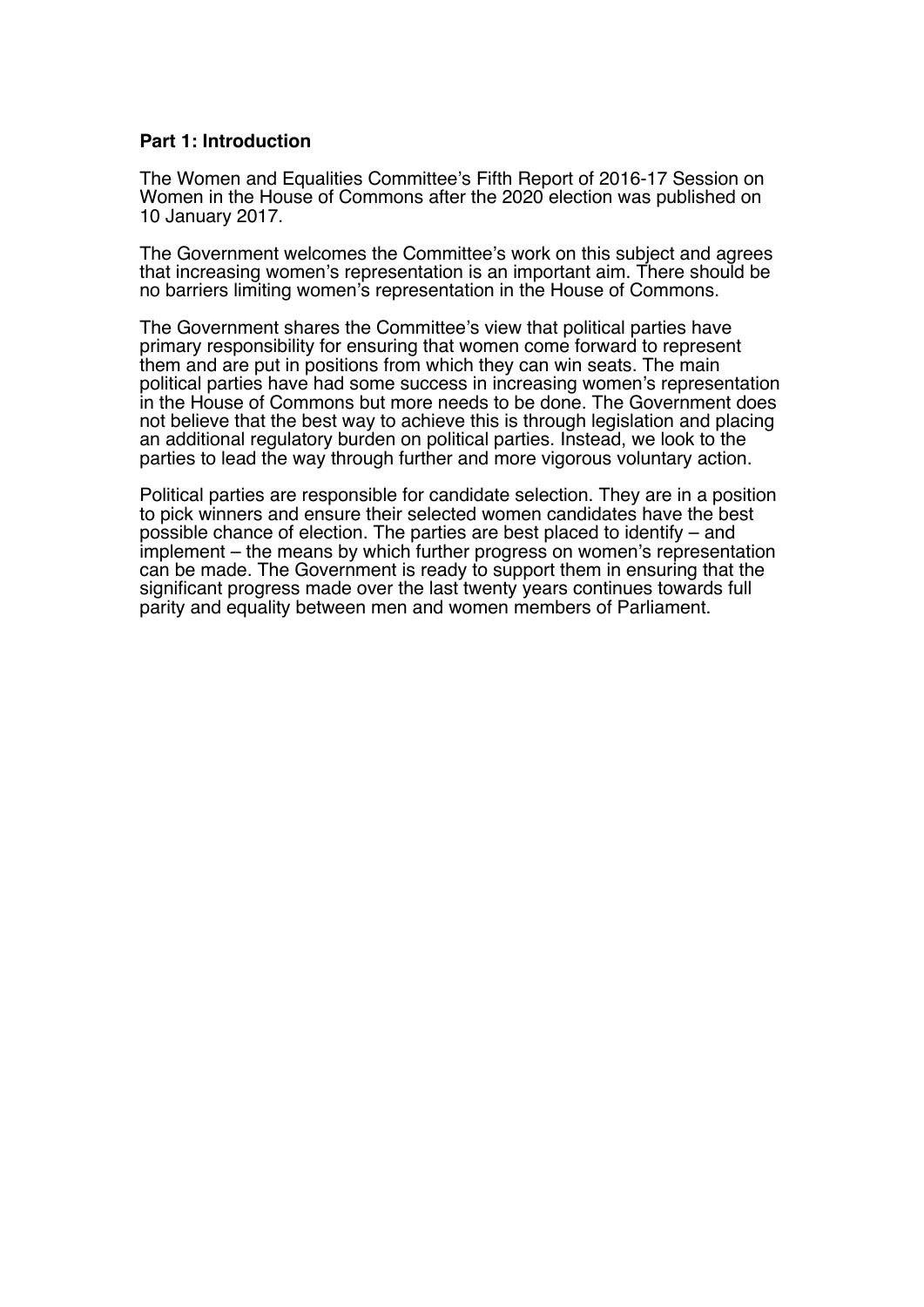## Part 1: Introduction

The Women and Equalities Committee's Fifth Report of 2016-17 Session on Women in the House of Commons after the 2020 election was published on 10 January 2017.

The Government welcomes the Committee's work on this subject and agrees that increasing women's representation is an important aim. There should be no barriers limiting women's representation in the House of Commons.

The Government shares the Committee's view that political parties have primary responsibility for ensuring that women come forward to represent them and are put in positions from which they can win seats. The main political parties have had some success in increasing women's representation in the House of Commons but more needs to be done. The Government does not believe that the best way to achieve this is through legislation and placing an additional regulatory burden on political parties. Instead, we look to the parties to lead the way through further and more vigorous voluntary action.

Political parties are responsible for candidate selection. They are in a position to pick winners and ensure their selected women candidates have the best possible chance of election. The parties are best placed to identify – and implement – the means by which further progress on women's representation can be made. The Government is ready to support them in ensuring that the significant progress made over the last twenty years continues towards full parity and equality between men and women members of Parliament.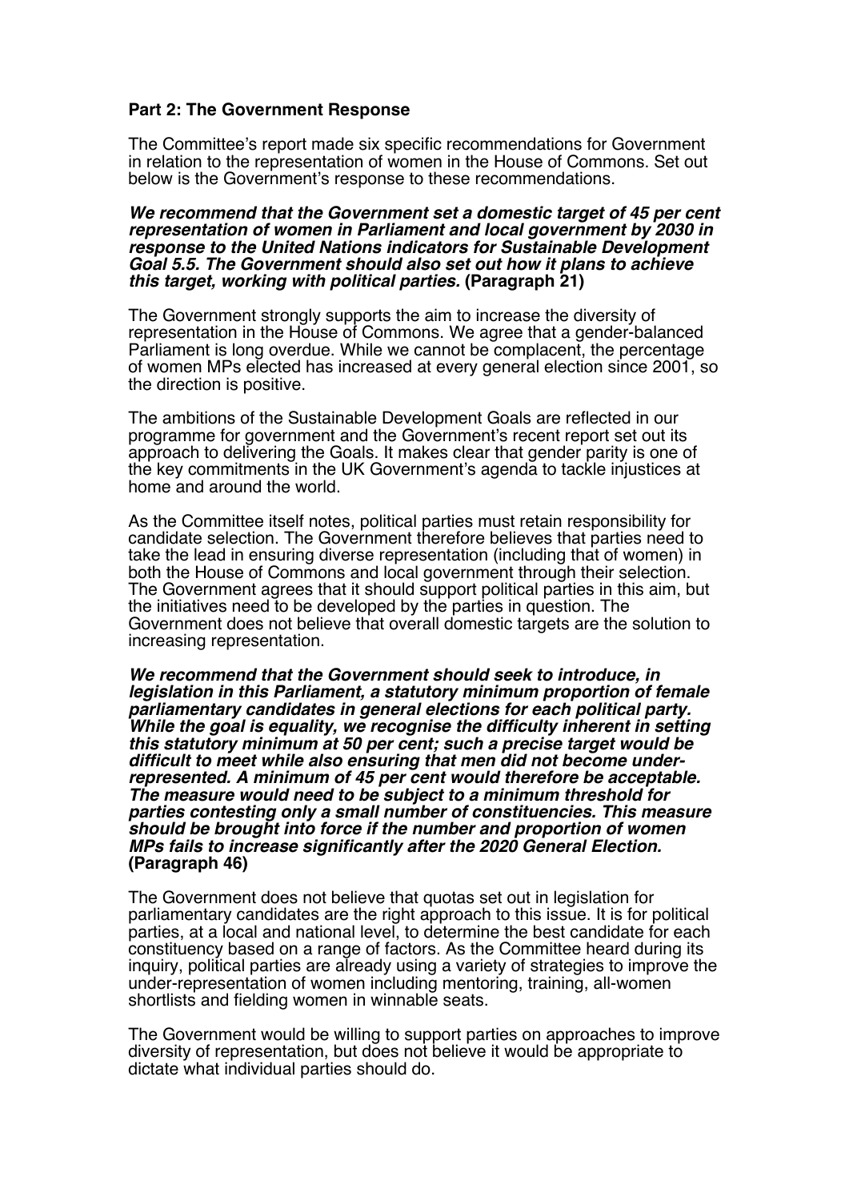## Part 2: The Government Response

The Committee's report made six specific recommendations for Government in relation to the representation of women in the House of Commons. Set out below is the Government's response to these recommendations.

***We recommend that the Government set a domestic target of 45 per cent representation of women in Parliament and local government by 2030 in response to the United Nations indicators for Sustainable Development Goal 5.5. The Government should also set out how it plans to achieve this target, working with political parties.*** **(Paragraph 21)**

The Government strongly supports the aim to increase the diversity of representation in the House of Commons. We agree that a gender-balanced Parliament is long overdue. While we cannot be complacent, the percentage of women MPs elected has increased at every general election since 2001, so the direction is positive.

The ambitions of the Sustainable Development Goals are reflected in our programme for government and the Government's recent report set out its approach to delivering the Goals. It makes clear that gender parity is one of the key commitments in the UK Government's agenda to tackle injustices at home and around the world.

As the Committee itself notes, political parties must retain responsibility for candidate selection. The Government therefore believes that parties need to take the lead in ensuring diverse representation (including that of women) in both the House of Commons and local government through their selection. The Government agrees that it should support political parties in this aim, but the initiatives need to be developed by the parties in question. The Government does not believe that overall domestic targets are the solution to increasing representation.

***We recommend that the Government should seek to introduce, in legislation in this Parliament, a statutory minimum proportion of female parliamentary candidates in general elections for each political party. While the goal is equality, we recognise the difficulty inherent in setting this statutory minimum at 50 per cent; such a precise target would be difficult to meet while also ensuring that men did not become under-represented. A minimum of 45 per cent would therefore be acceptable. The measure would need to be subject to a minimum threshold for parties contesting only a small number of constituencies. This measure should be brought into force if the number and proportion of women MPs fails to increase significantly after the 2020 General Election.*** **(Paragraph 46)**

The Government does not believe that quotas set out in legislation for parliamentary candidates are the right approach to this issue. It is for political parties, at a local and national level, to determine the best candidate for each constituency based on a range of factors. As the Committee heard during its inquiry, political parties are already using a variety of strategies to improve the under-representation of women including mentoring, training, all-women shortlists and fielding women in winnable seats.

The Government would be willing to support parties on approaches to improve diversity of representation, but does not believe it would be appropriate to dictate what individual parties should do.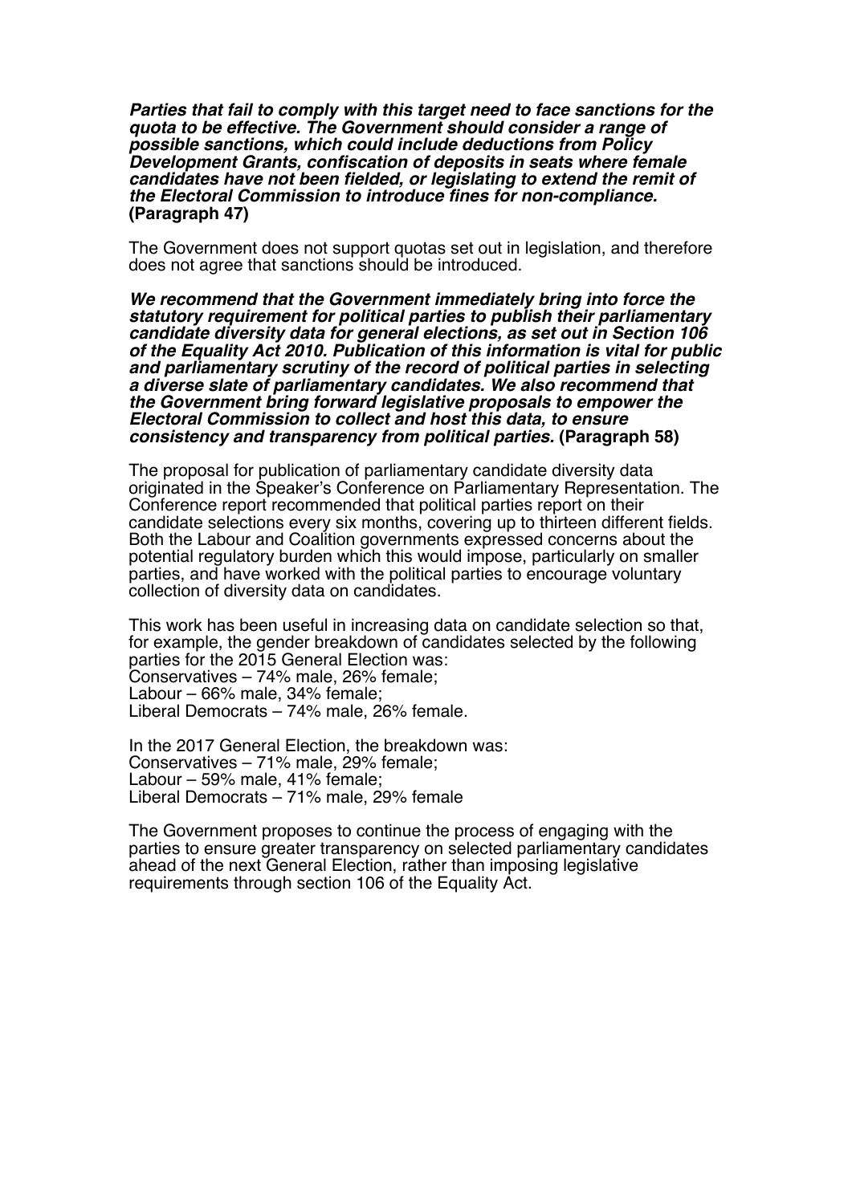***Parties that fail to comply with this target need to face sanctions for the quota to be effective. The Government should consider a range of possible sanctions, which could include deductions from Policy Development Grants, confiscation of deposits in seats where female candidates have not been fielded, or legislating to extend the remit of the Electoral Commission to introduce fines for non-compliance.*** **(Paragraph 47)**

The Government does not support quotas set out in legislation, and therefore does not agree that sanctions should be introduced.

***We recommend that the Government immediately bring into force the statutory requirement for political parties to publish their parliamentary candidate diversity data for general elections, as set out in Section 106 of the Equality Act 2010. Publication of this information is vital for public and parliamentary scrutiny of the record of political parties in selecting a diverse slate of parliamentary candidates. We also recommend that the Government bring forward legislative proposals to empower the Electoral Commission to collect and host this data, to ensure consistency and transparency from political parties.*** **(Paragraph 58)**

The proposal for publication of parliamentary candidate diversity data originated in the Speaker's Conference on Parliamentary Representation. The Conference report recommended that political parties report on their candidate selections every six months, covering up to thirteen different fields. Both the Labour and Coalition governments expressed concerns about the potential regulatory burden which this would impose, particularly on smaller parties, and have worked with the political parties to encourage voluntary collection of diversity data on candidates.

This work has been useful in increasing data on candidate selection so that, for example, the gender breakdown of candidates selected by the following parties for the 2015 General Election was:
Conservatives – 74% male, 26% female;
Labour – 66% male, 34% female;
Liberal Democrats – 74% male, 26% female.

In the 2017 General Election, the breakdown was:
Conservatives – 71% male, 29% female;
Labour – 59% male, 41% female;
Liberal Democrats – 71% male, 29% female

The Government proposes to continue the process of engaging with the parties to ensure greater transparency on selected parliamentary candidates ahead of the next General Election, rather than imposing legislative requirements through section 106 of the Equality Act.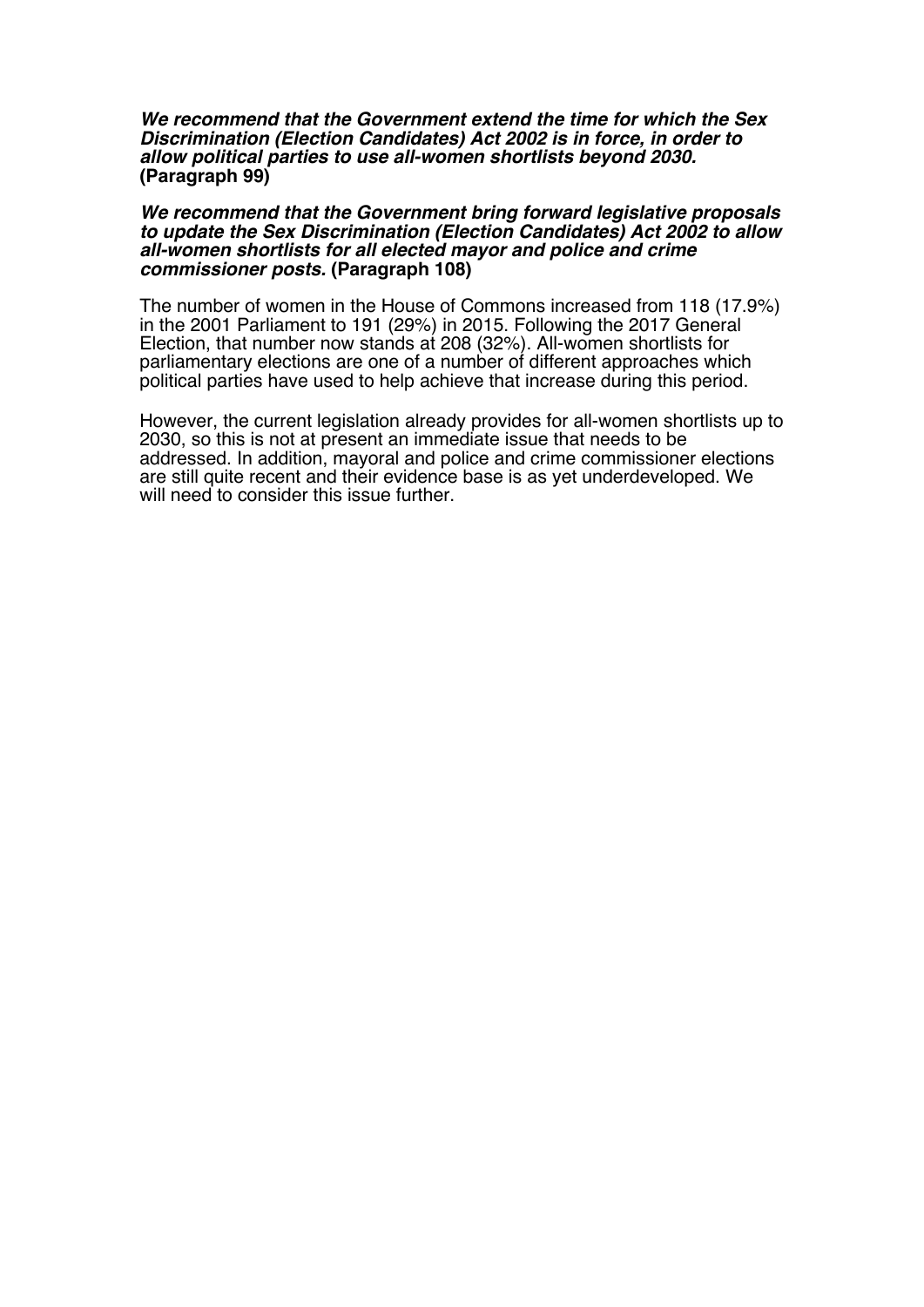***We recommend that the Government extend the time for which the Sex Discrimination (Election Candidates) Act 2002 is in force, in order to allow political parties to use all-women shortlists beyond 2030.*** **(Paragraph 99)**

***We recommend that the Government bring forward legislative proposals to update the Sex Discrimination (Election Candidates) Act 2002 to allow all-women shortlists for all elected mayor and police and crime commissioner posts.*** **(Paragraph 108)**

The number of women in the House of Commons increased from 118 (17.9%) in the 2001 Parliament to 191 (29%) in 2015. Following the 2017 General Election, that number now stands at 208 (32%). All-women shortlists for parliamentary elections are one of a number of different approaches which political parties have used to help achieve that increase during this period.

However, the current legislation already provides for all-women shortlists up to 2030, so this is not at present an immediate issue that needs to be addressed. In addition, mayoral and police and crime commissioner elections are still quite recent and their evidence base is as yet underdeveloped. We will need to consider this issue further.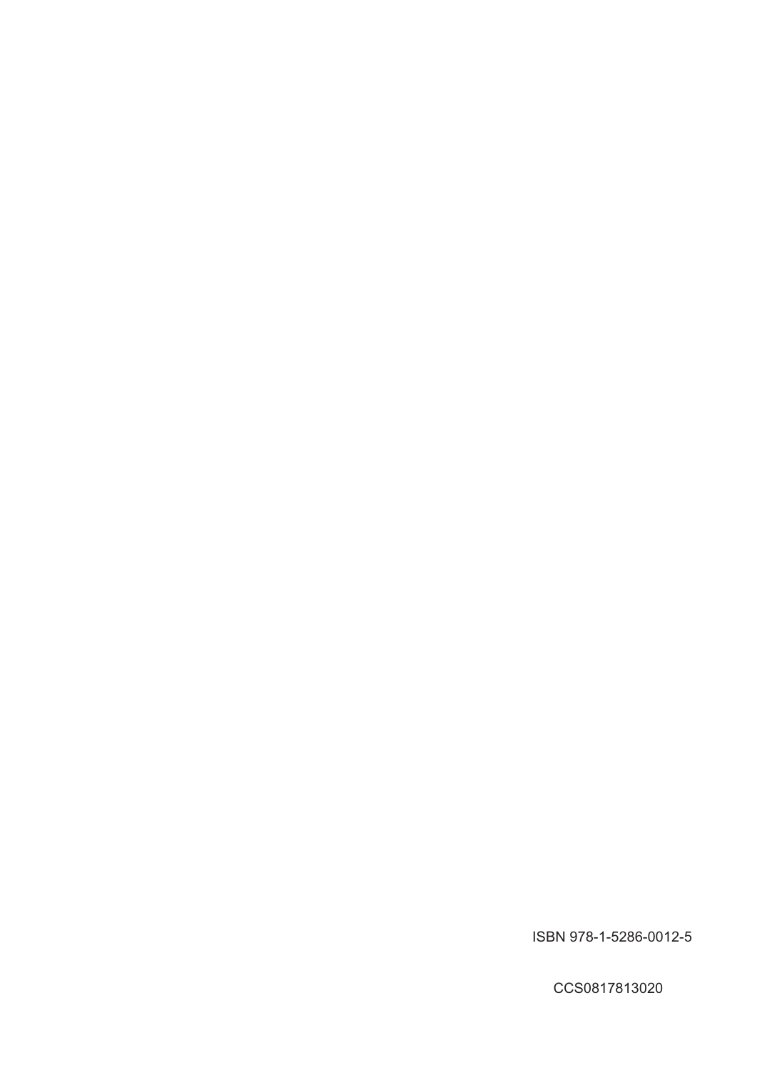ISBN 978-1-5286-0012-5

CCS0817813020